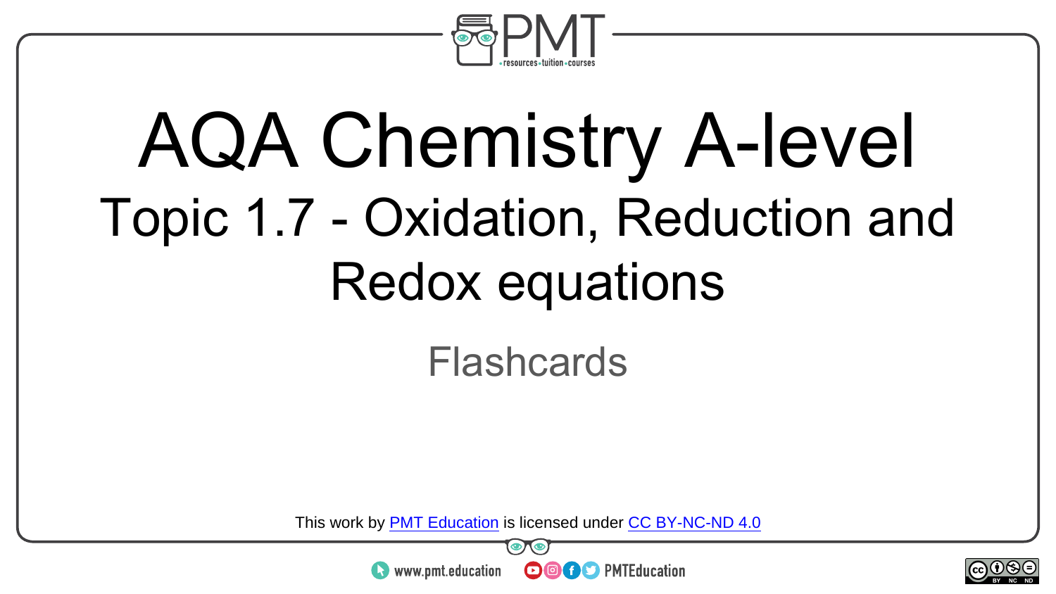# AQA Chemistry A-level

## Topic 1.7 - Oxidation, Reduction and Redox equations

Flashcards

This work by PMT Education is licensed under CC BY-NC-ND 4.0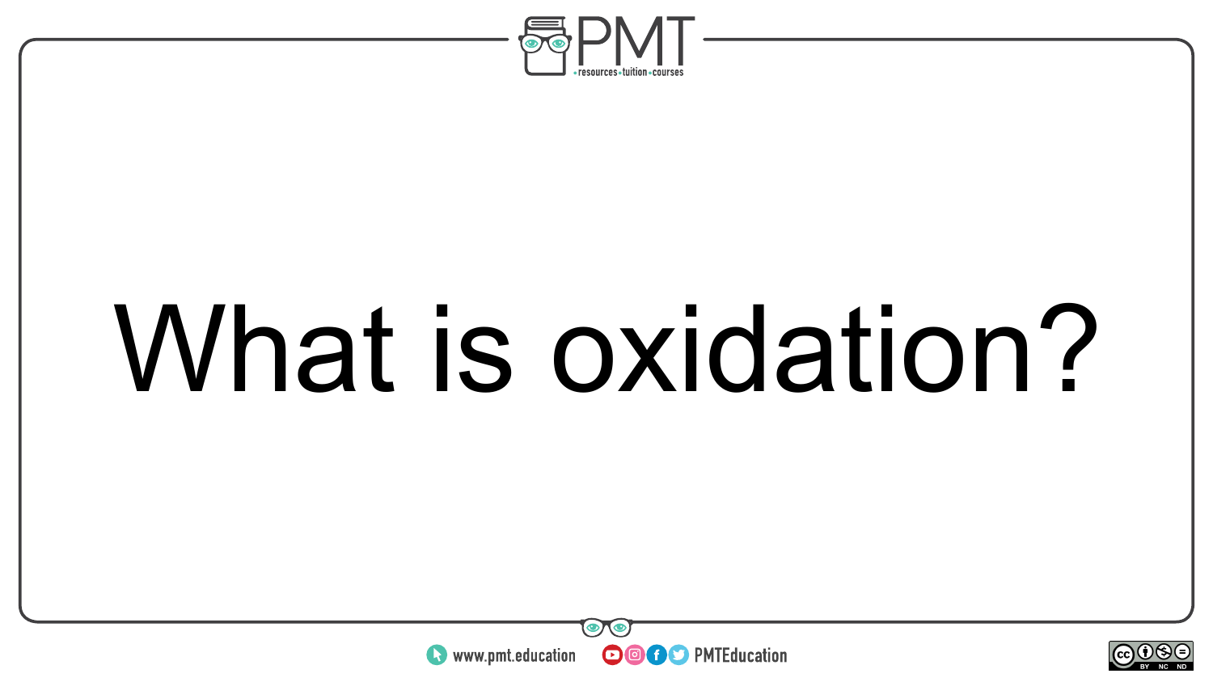What is oxidation?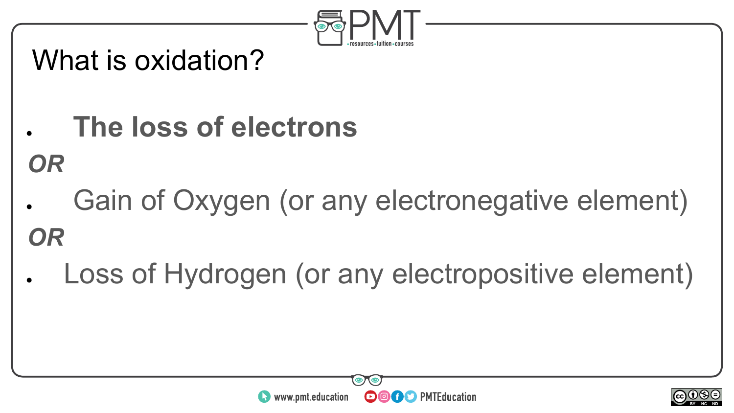# What is oxidation?

- **The loss of electrons**

***OR***

- Gain of Oxygen (or any electronegative element)

***OR***

- Loss of Hydrogen (or any electropositive element)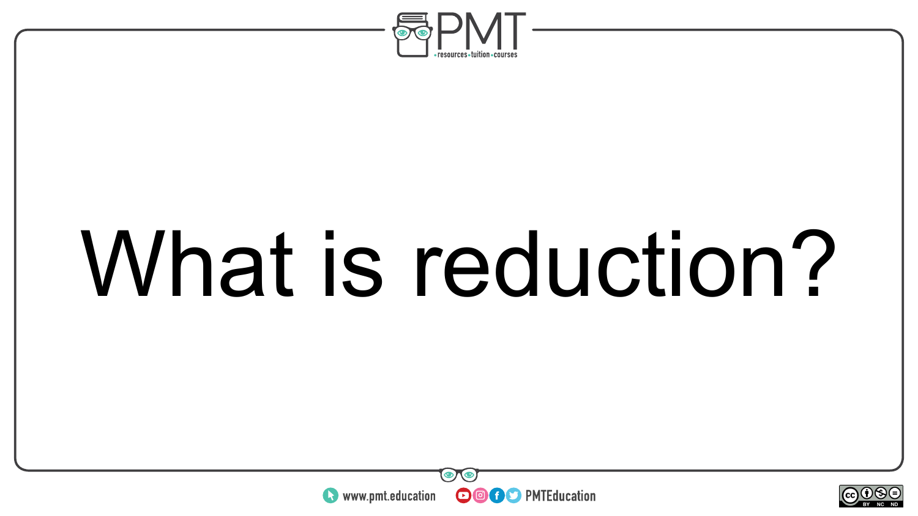What is reduction?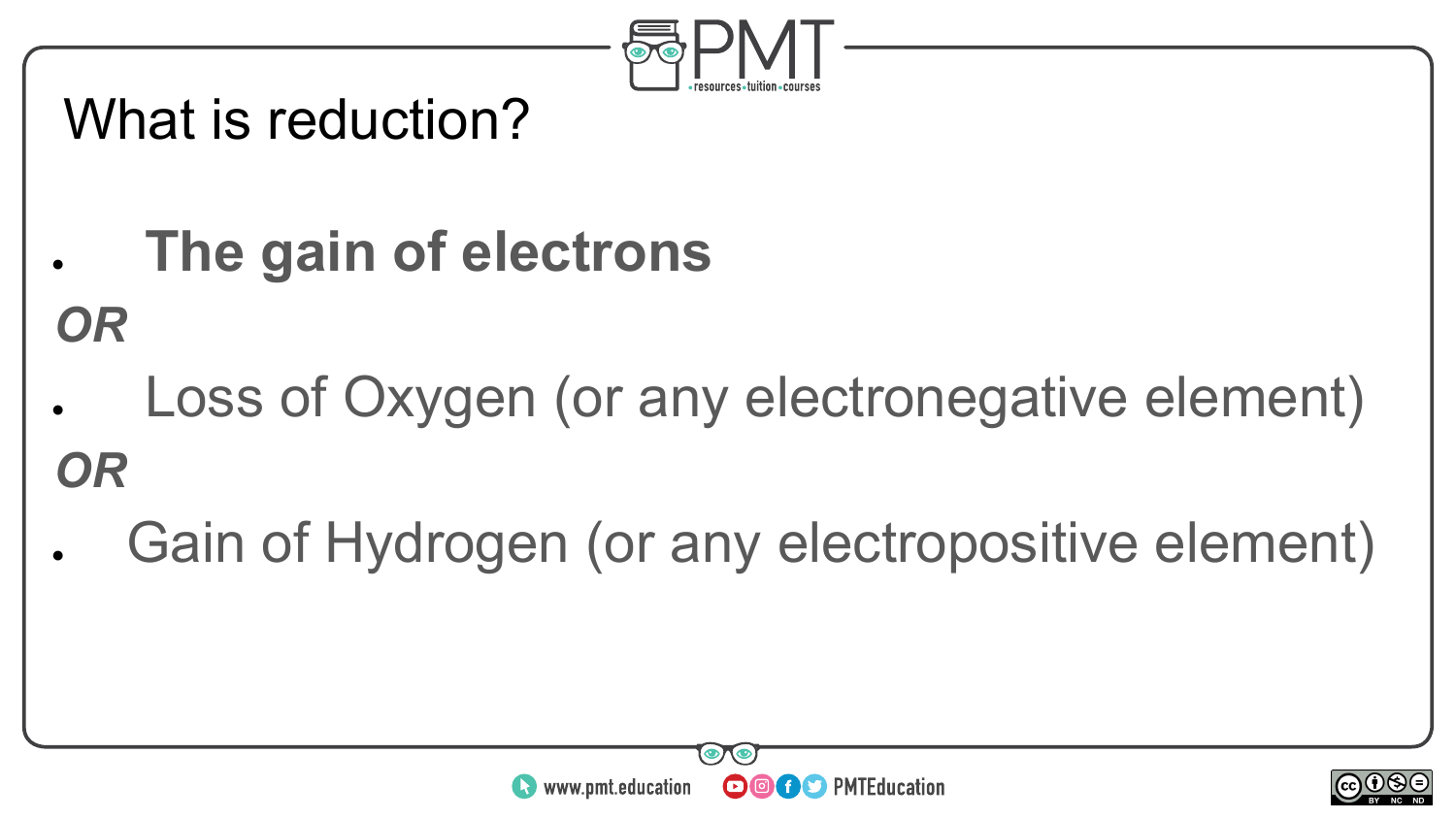# What is reduction?

- **The gain of electrons**

***OR***

- Loss of Oxygen (or any electronegative element)

***OR***

- Gain of Hydrogen (or any electropositive element)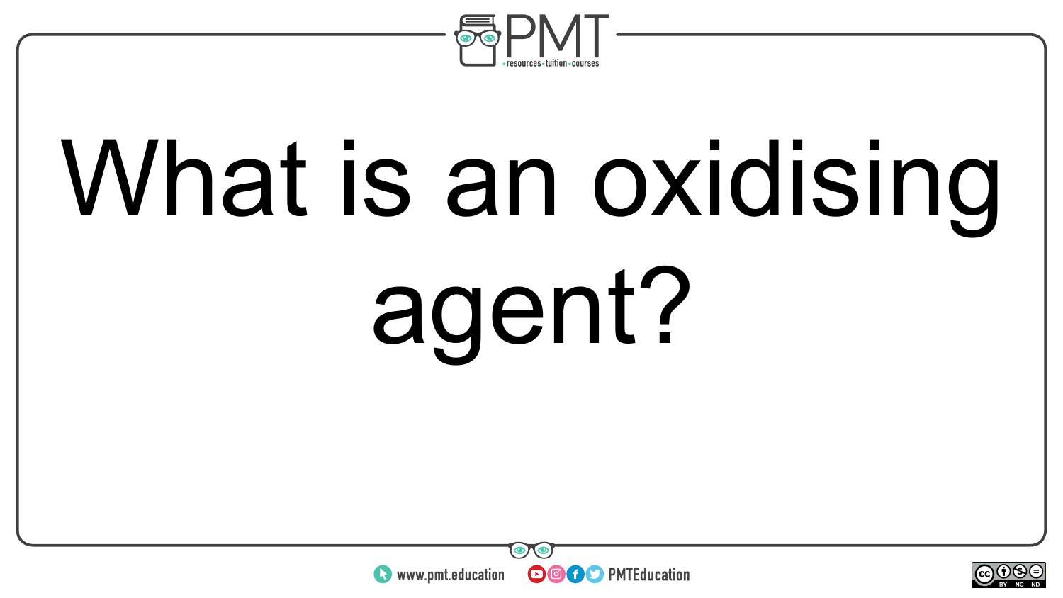What is an oxidising agent?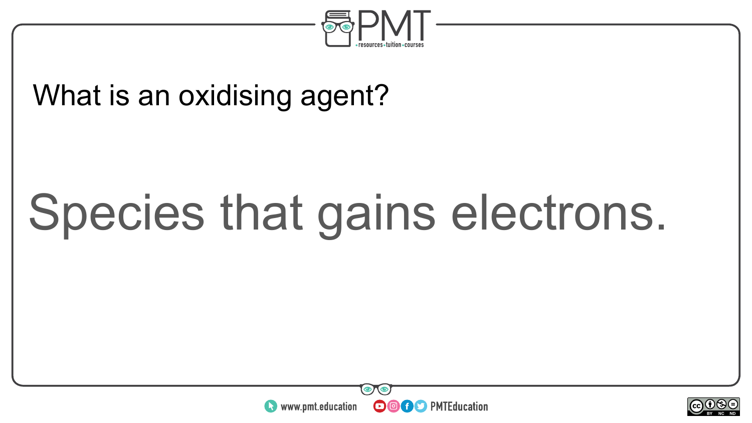What is an oxidising agent?

Species that gains electrons.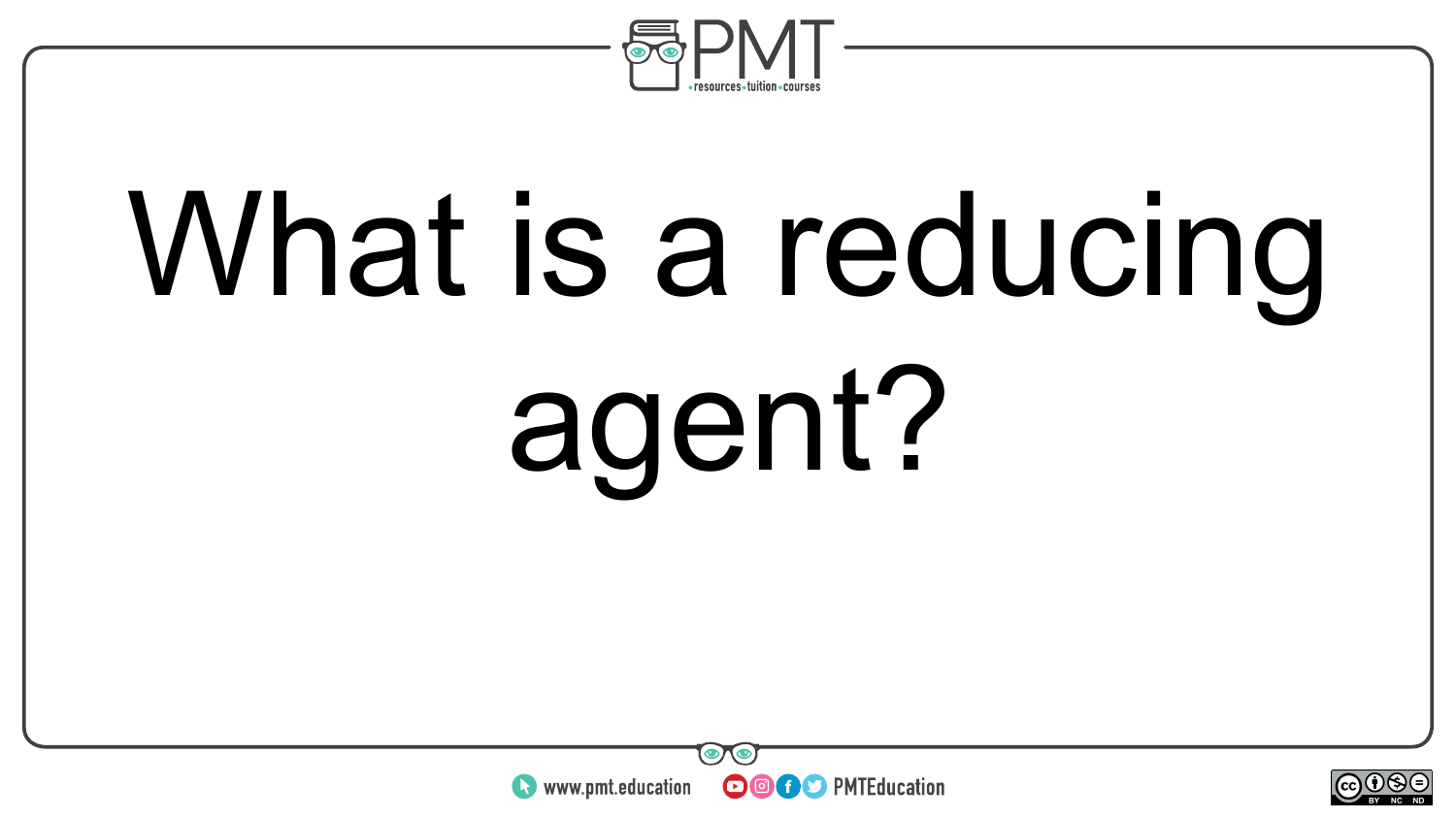# What is a reducing agent?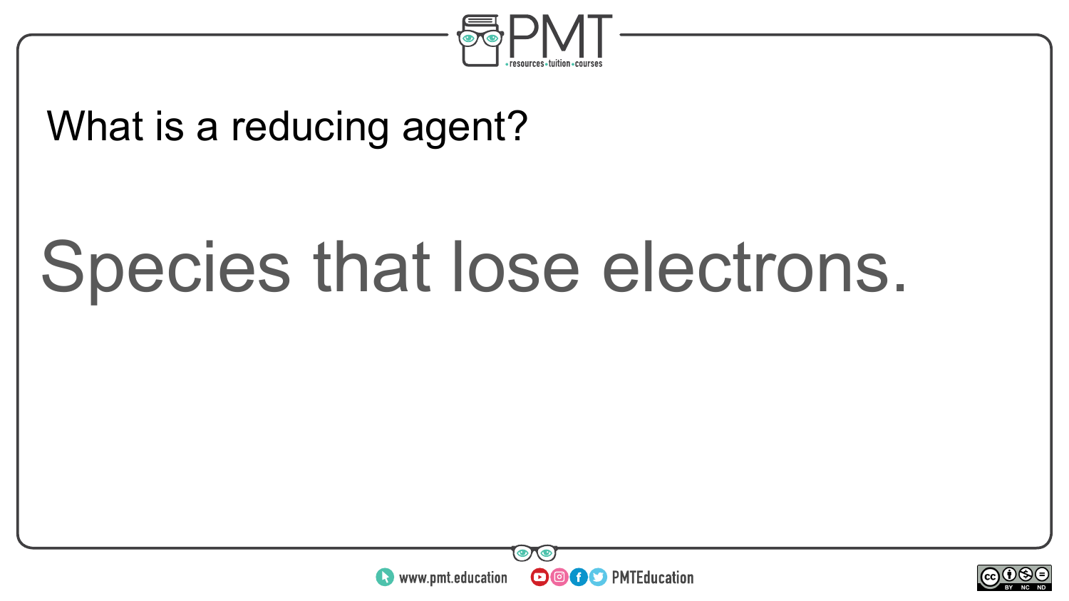What is a reducing agent?

Species that lose electrons.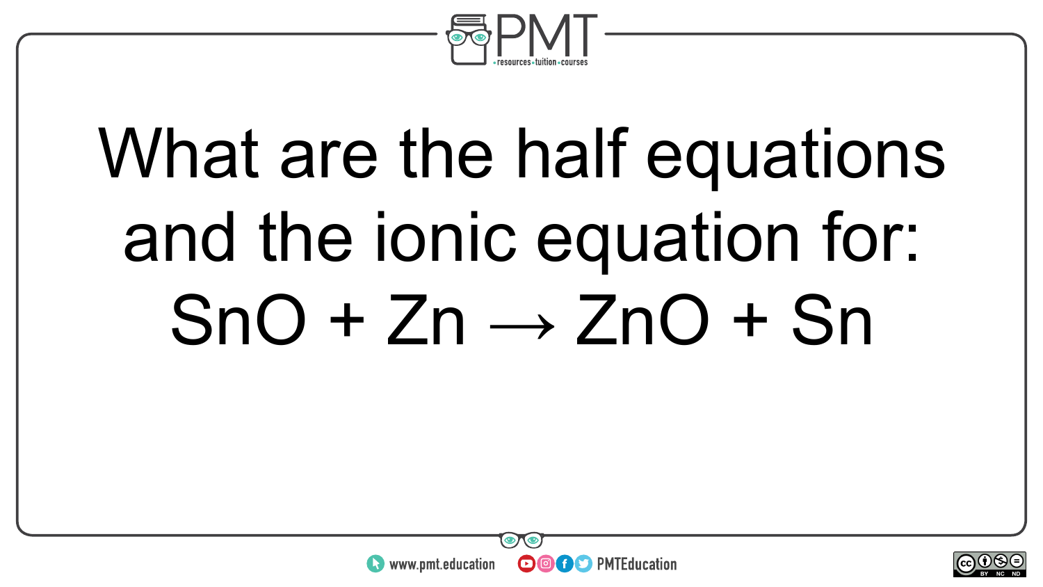What are the half equations and the ionic equation for:
$SnO + Zn \rightarrow ZnO + Sn$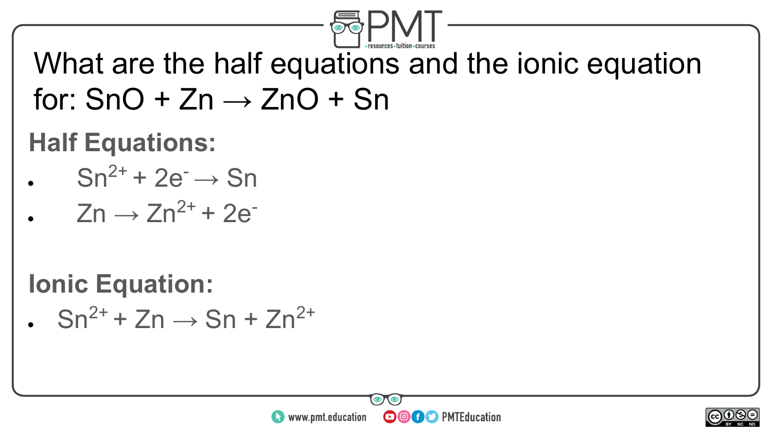What are the half equations and the ionic equation for: $SnO + Zn \rightarrow ZnO + Sn$

**Half Equations:**

- $Sn^{2+} + 2e^- \rightarrow Sn$
- $Zn \rightarrow Zn^{2+} + 2e^-$

**Ionic Equation:**

- $Sn^{2+} + Zn \rightarrow Sn + Zn^{2+}$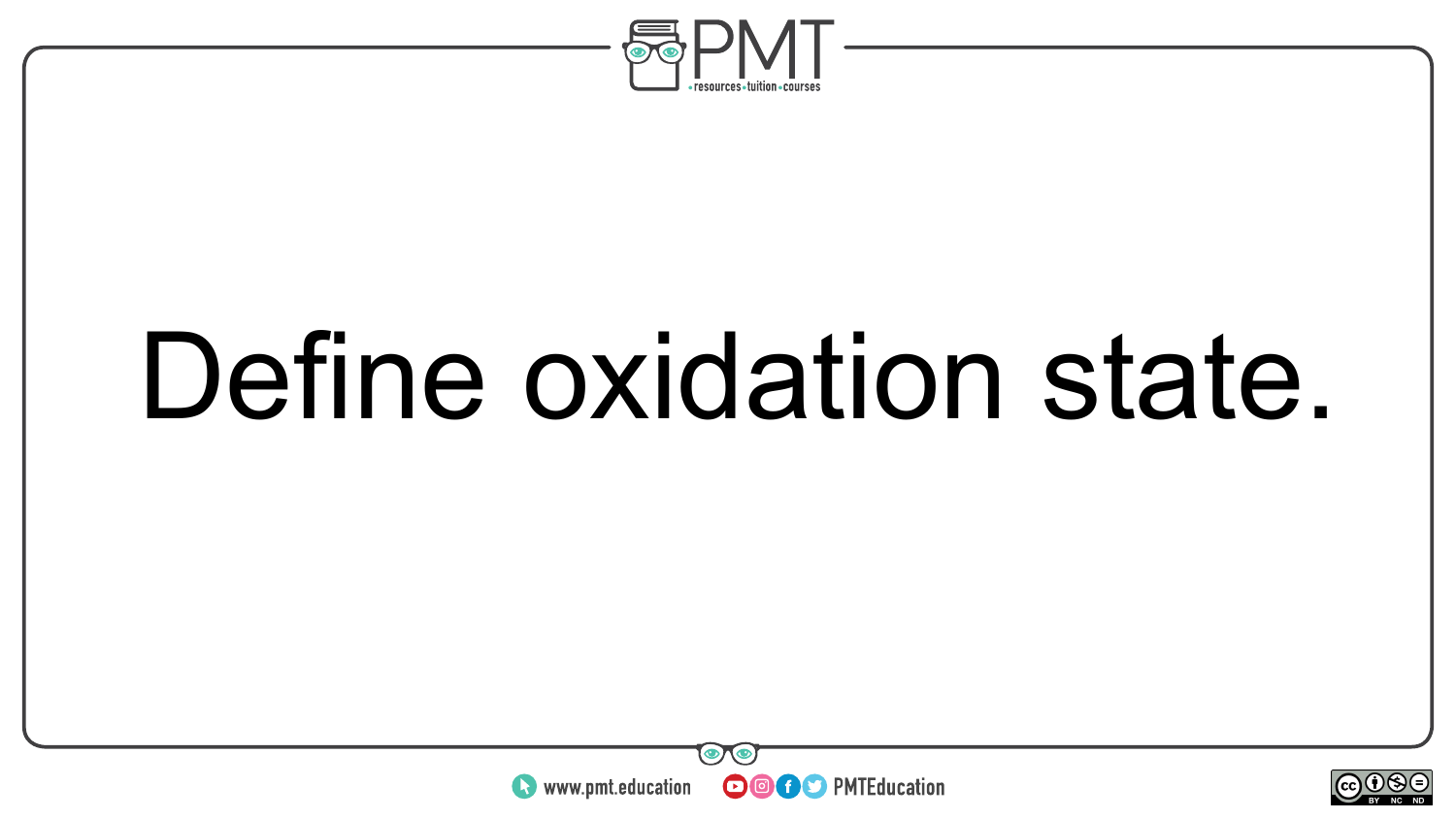Define oxidation state.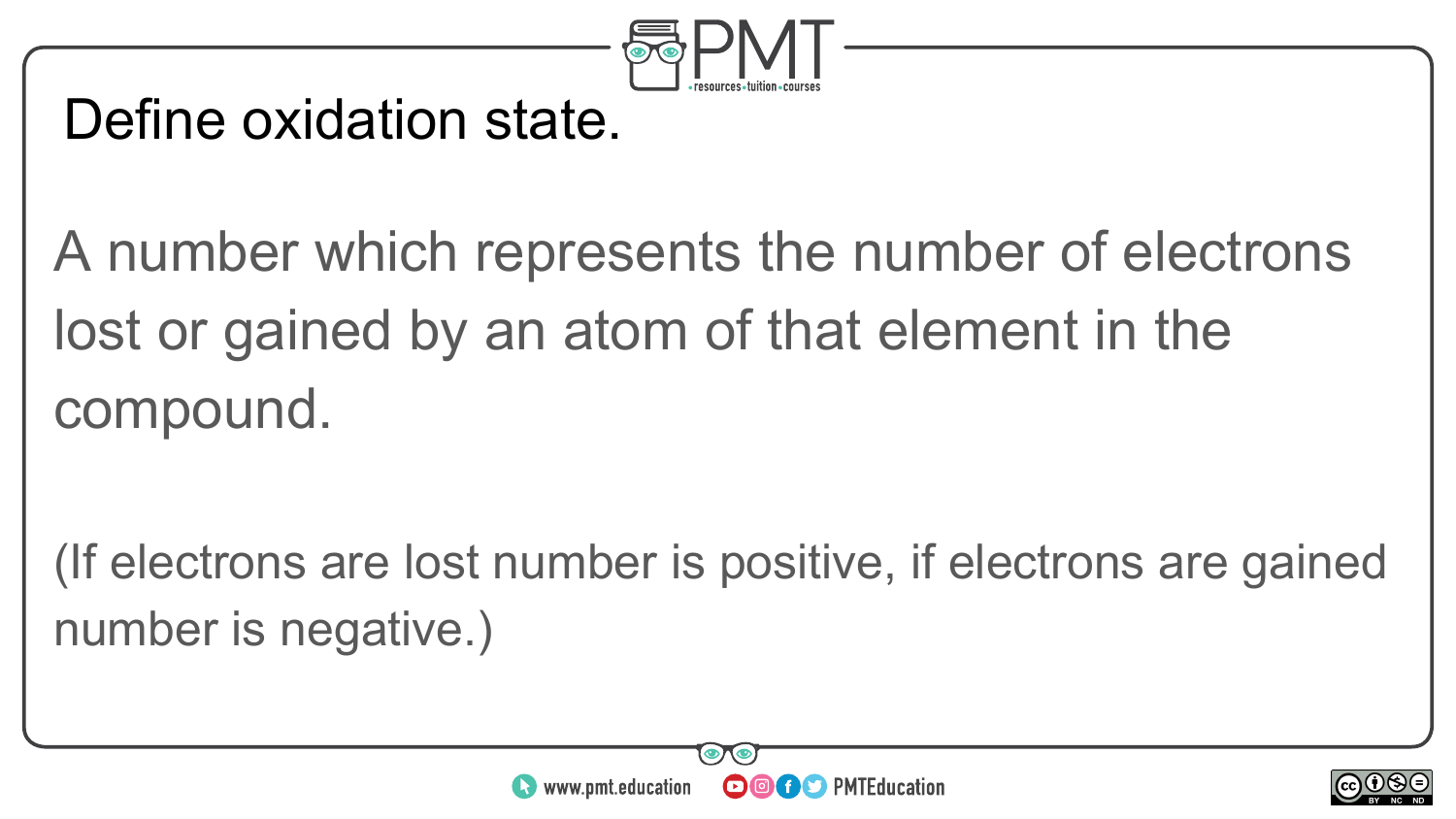# Define oxidation state.

A number which represents the number of electrons lost or gained by an atom of that element in the compound.

(If electrons are lost number is positive, if electrons are gained number is negative.)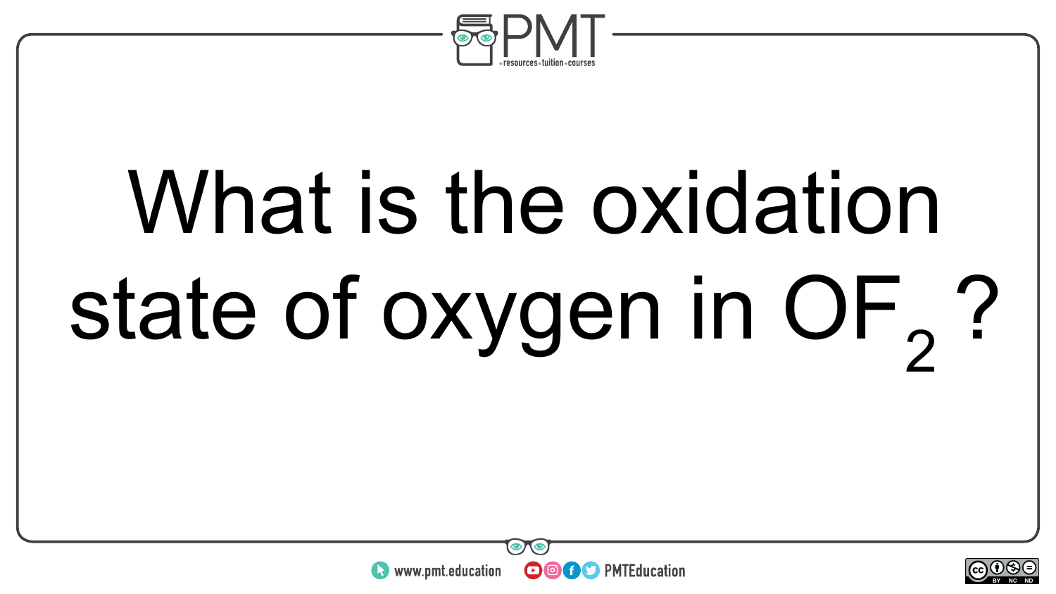What is the oxidation state of oxygen in $OF_2$ ?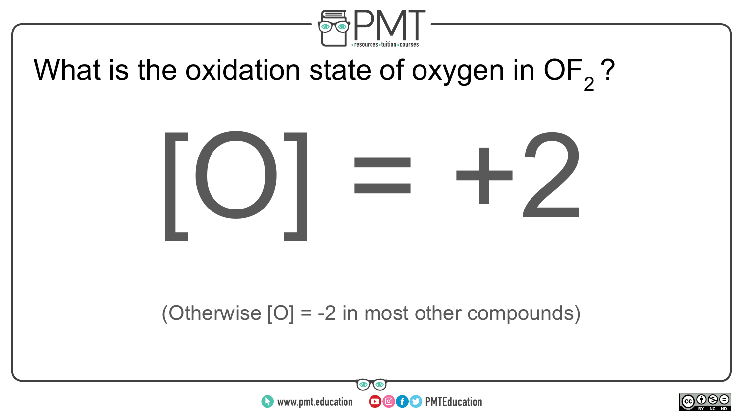What is the oxidation state of oxygen in $OF_2$?

$$[O] = +2$$

(Otherwise $[O] = -2$ in most other compounds)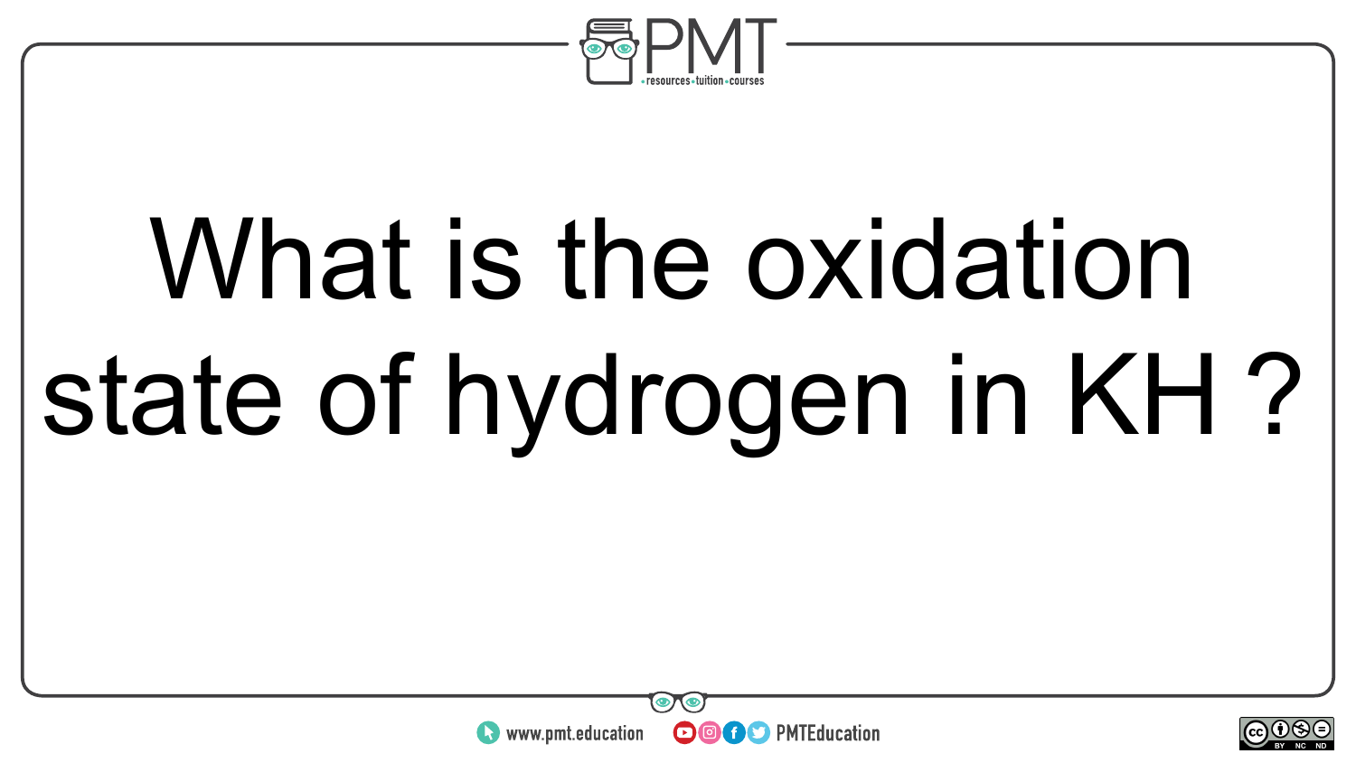What is the oxidation state of hydrogen in KH ?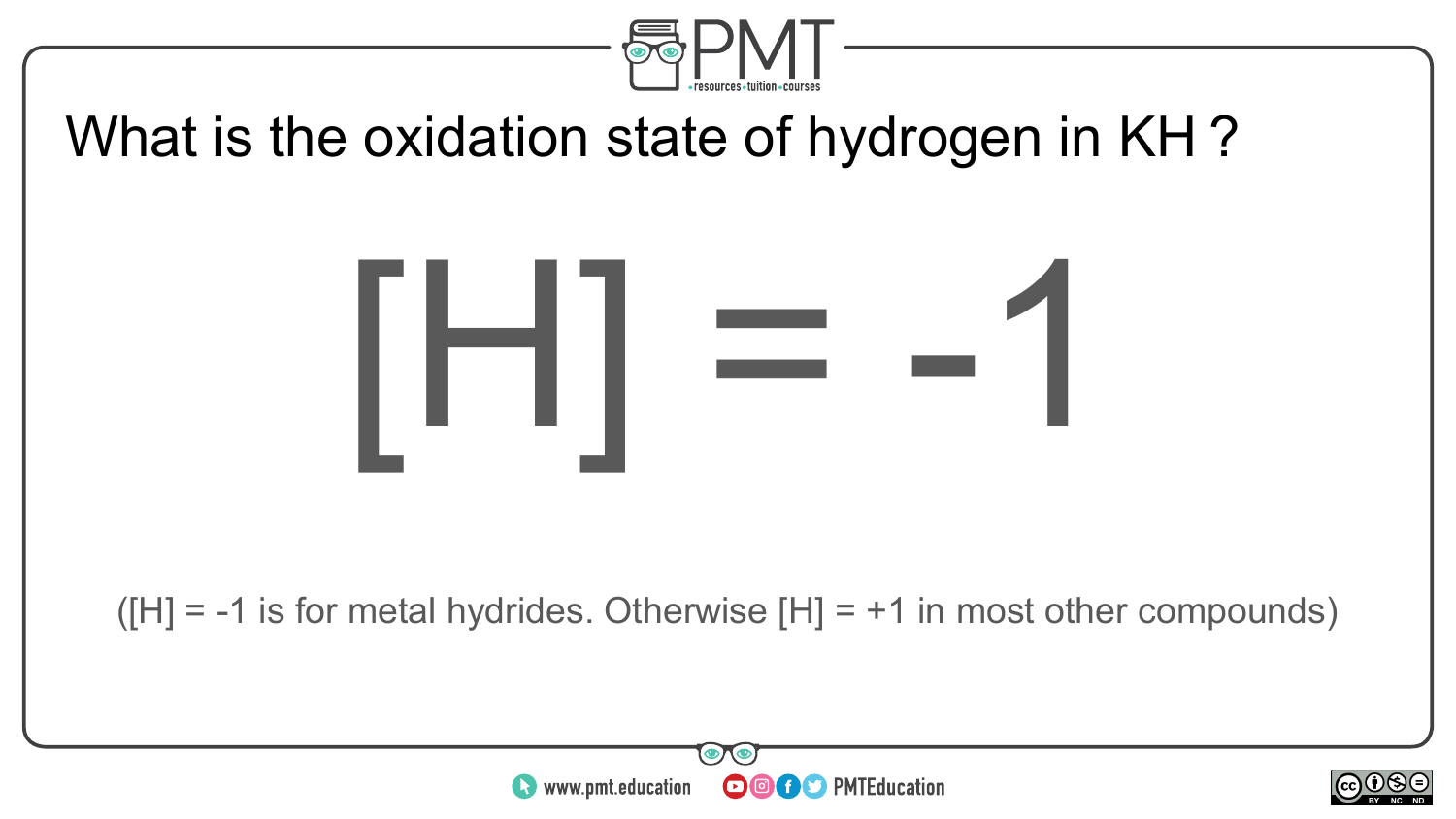# What is the oxidation state of hydrogen in KH ?

$$[H] = -1$$

([H] = -1 is for metal hydrides. Otherwise [H] = +1 in most other compounds)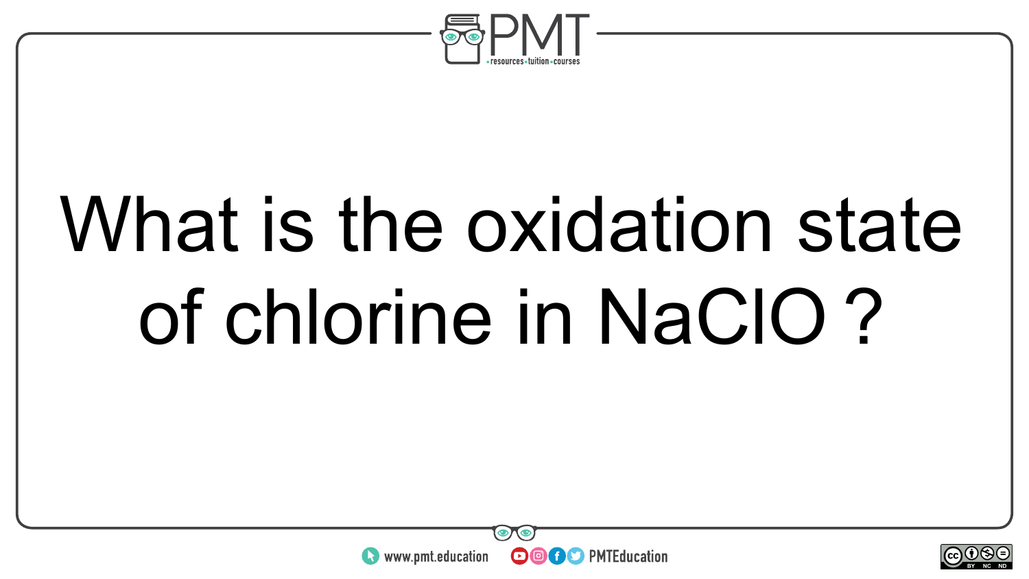What is the oxidation state of chlorine in $NaClO$ ?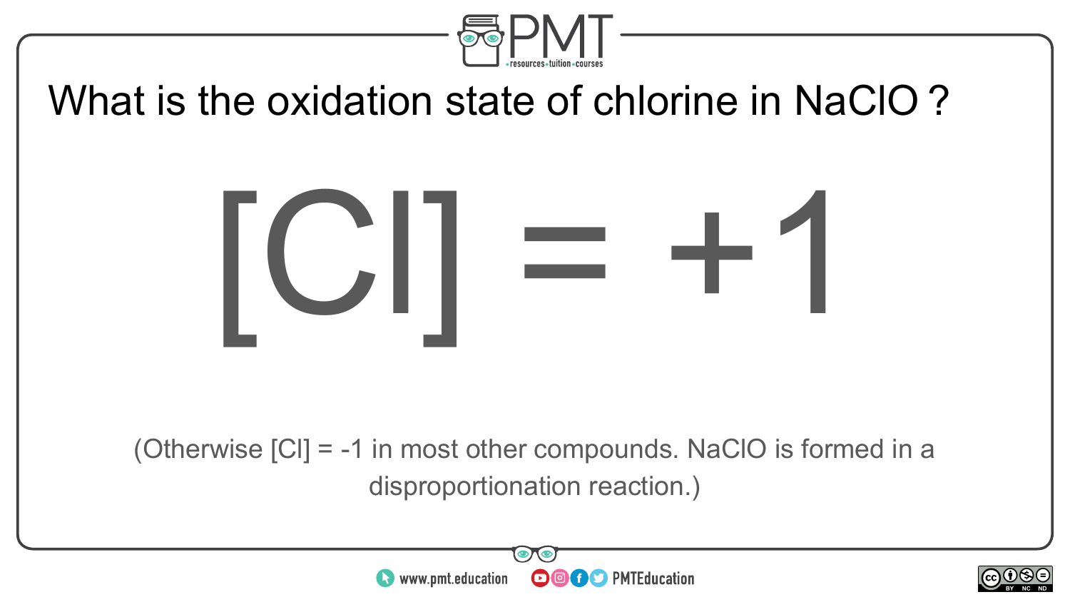What is the oxidation state of chlorine in $NaClO$?

$$[Cl] = +1$$

(Otherwise [Cl] = -1 in most other compounds. $NaClO$ is formed in a disproportionation reaction.)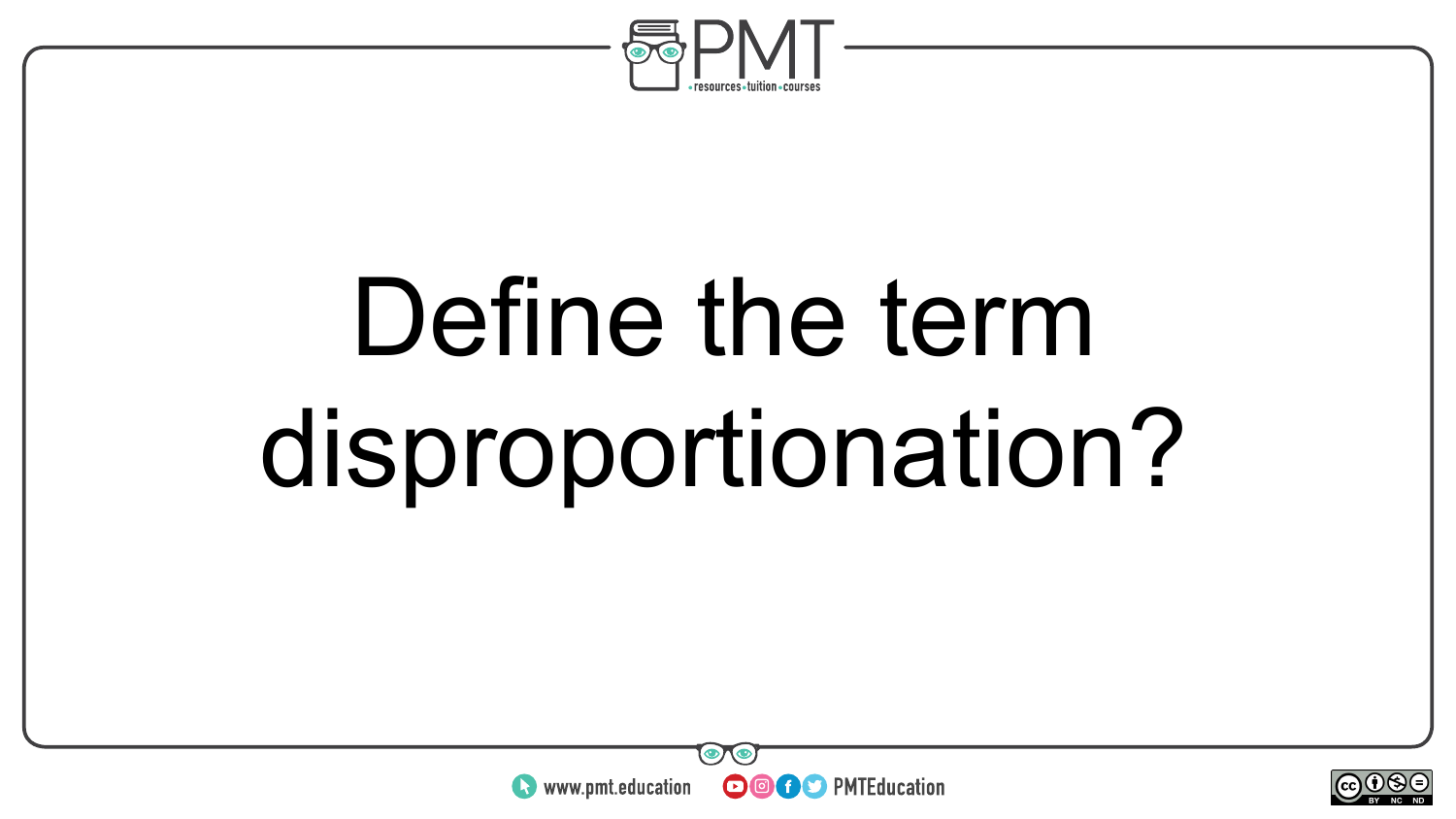Define the term disproportionation?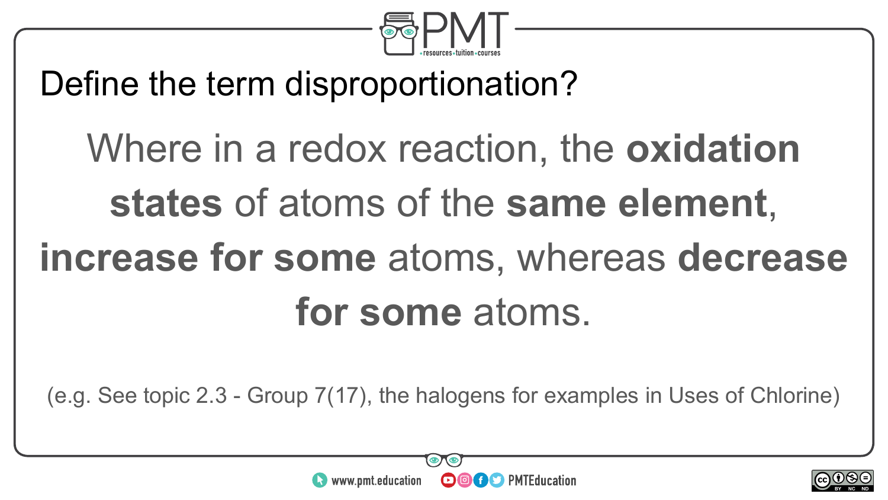# Define the term disproportionation?

Where in a redox reaction, the **oxidation states** of atoms of the **same element**, **increase for some** atoms, whereas **decrease for some** atoms.

(e.g. See topic 2.3 - Group 7(17), the halogens for examples in Uses of Chlorine)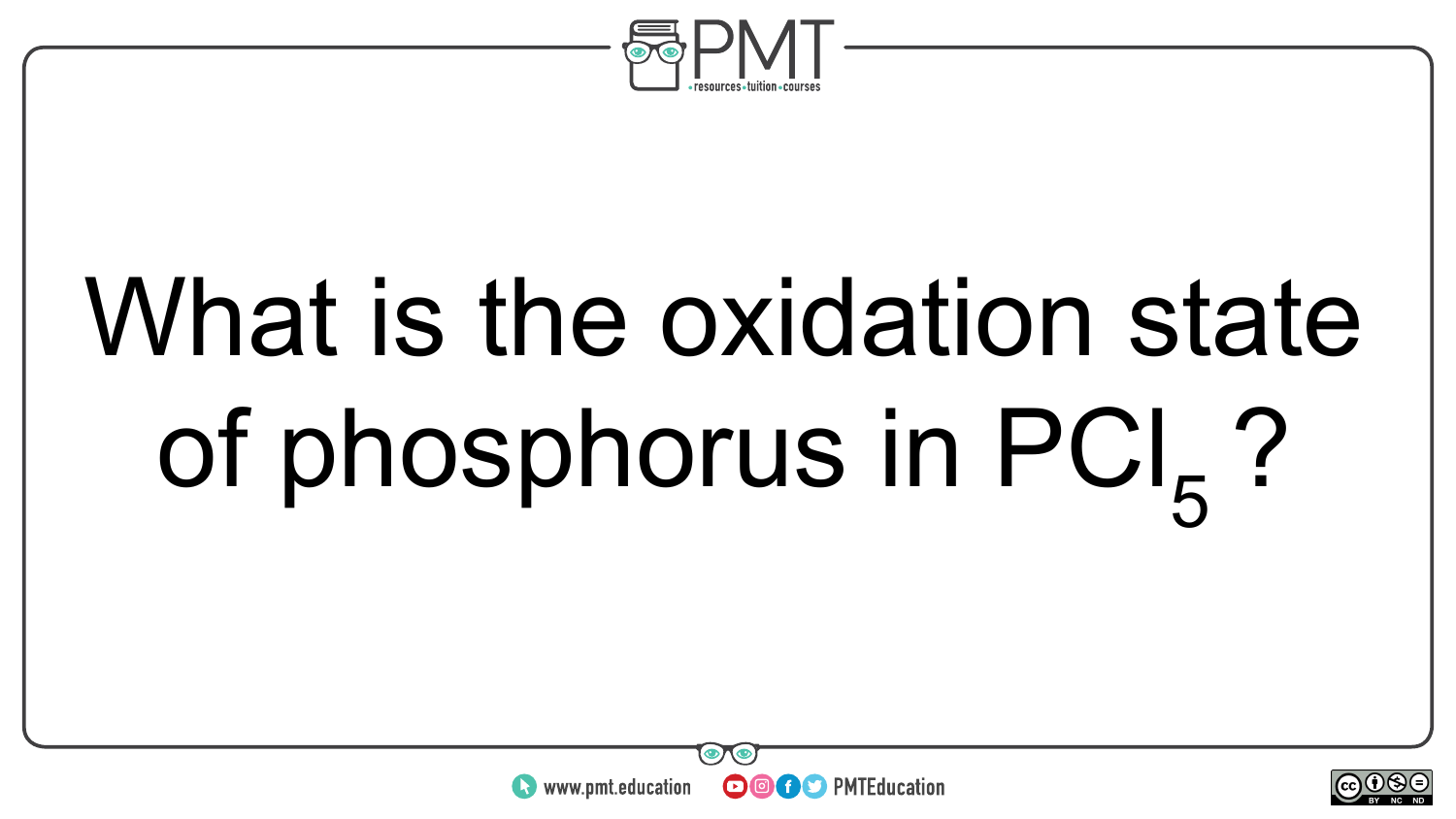What is the oxidation state of phosphorus in $PCl_5$ ?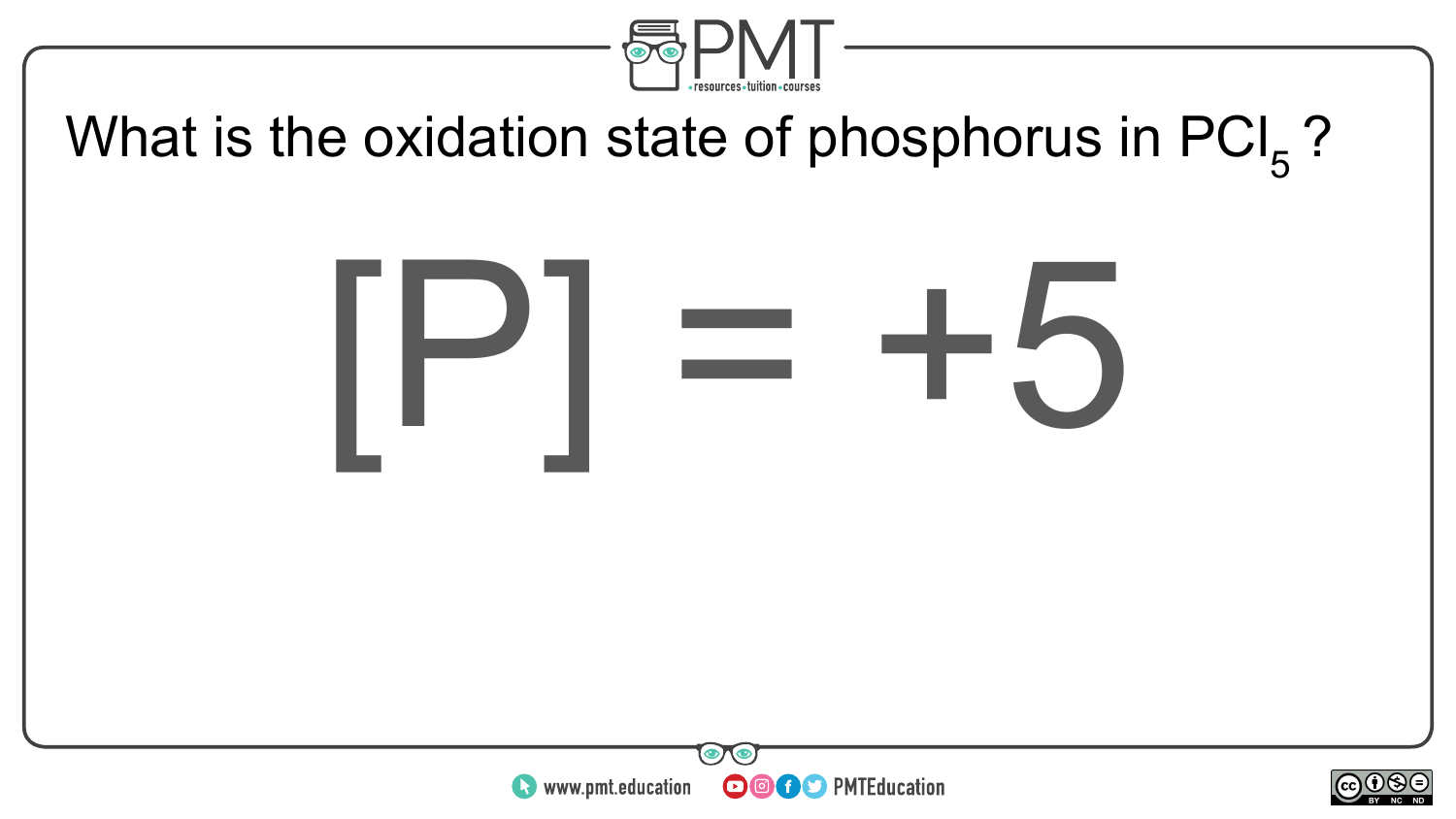What is the oxidation state of phosphorus in $PCl_5$ ?

$$[P] = +5$$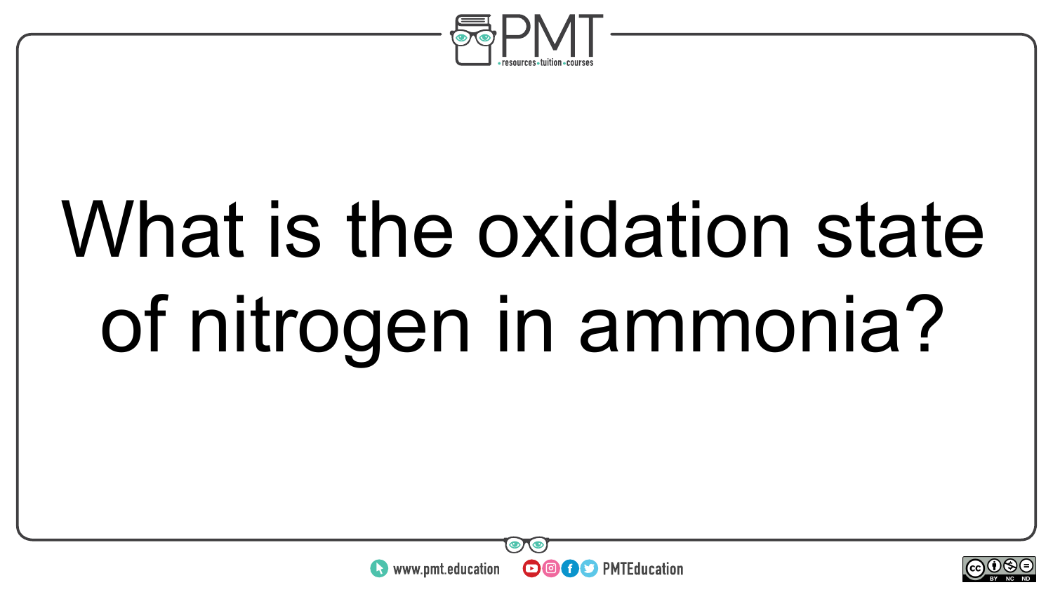What is the oxidation state of nitrogen in ammonia?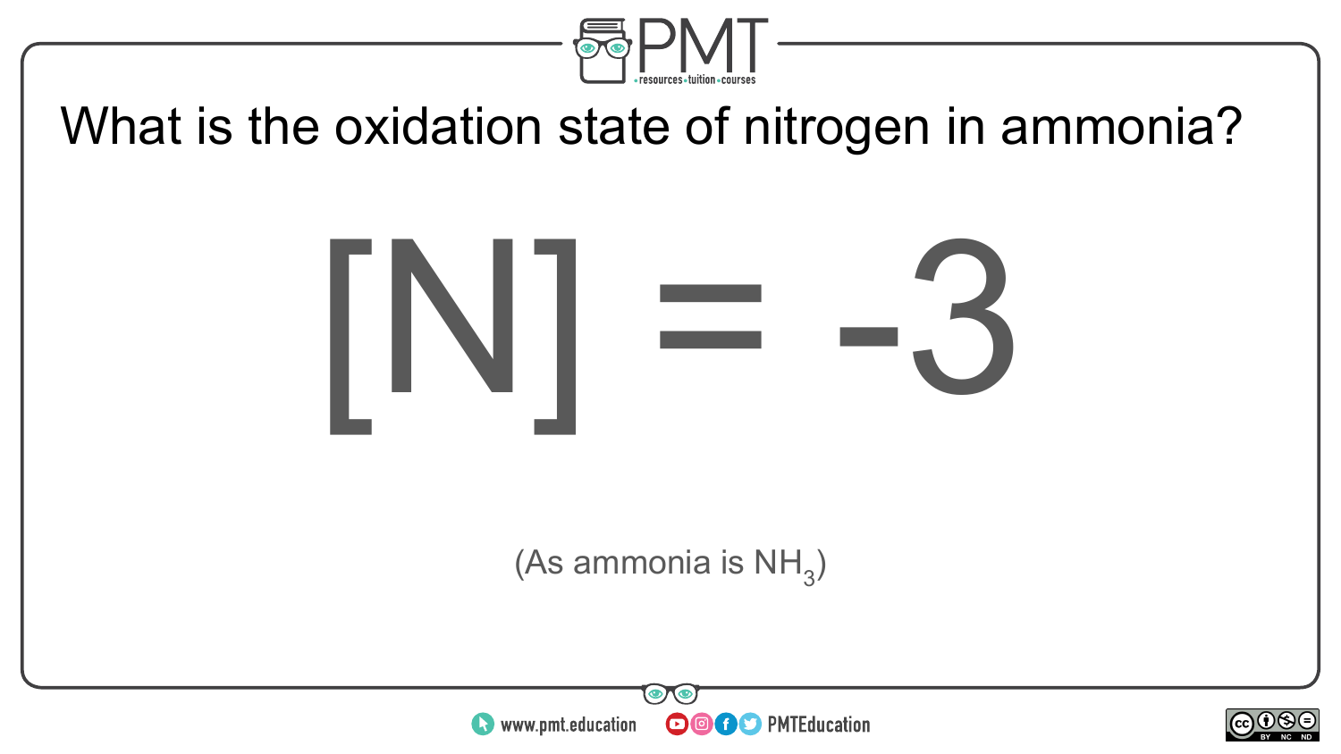What is the oxidation state of nitrogen in ammonia?

$$[N] = -3$$

(As ammonia is $NH_3$)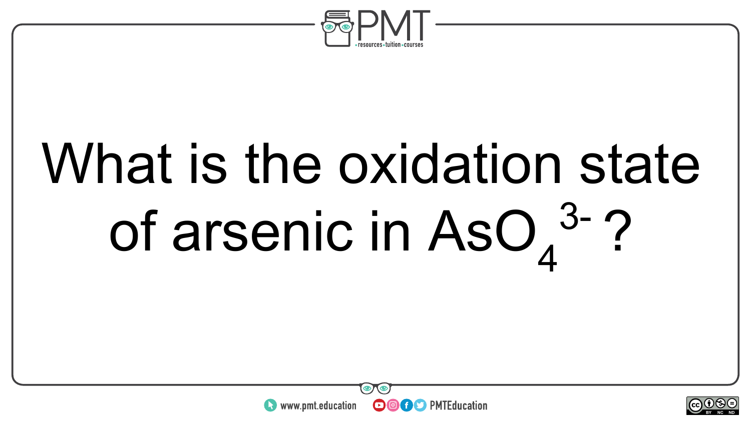What is the oxidation state of arsenic in $AsO_4^{3-}$ ?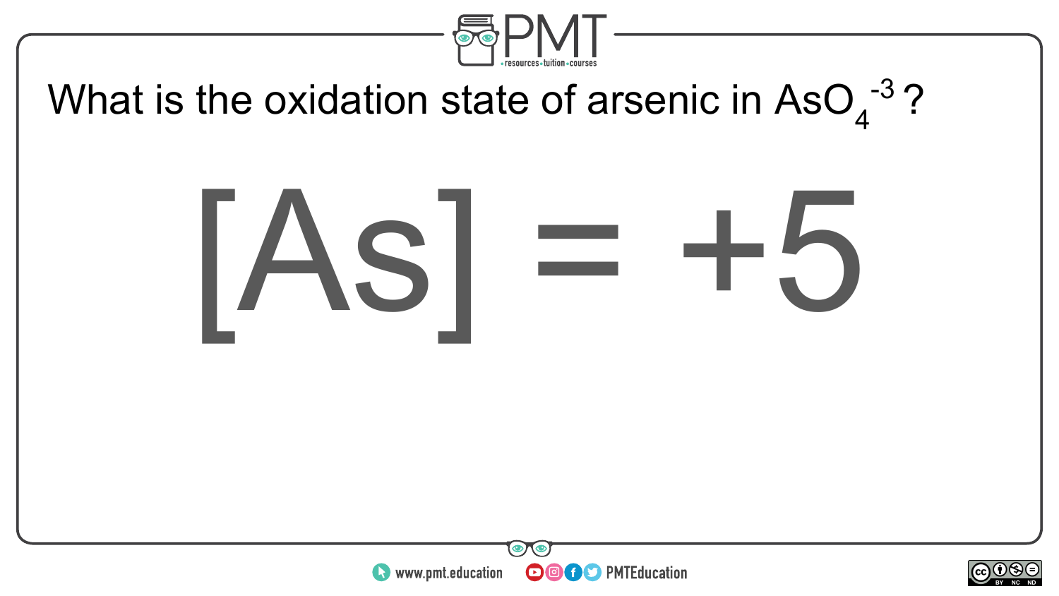What is the oxidation state of arsenic in $AsO_4^{-3}$?

$$[As] = +5$$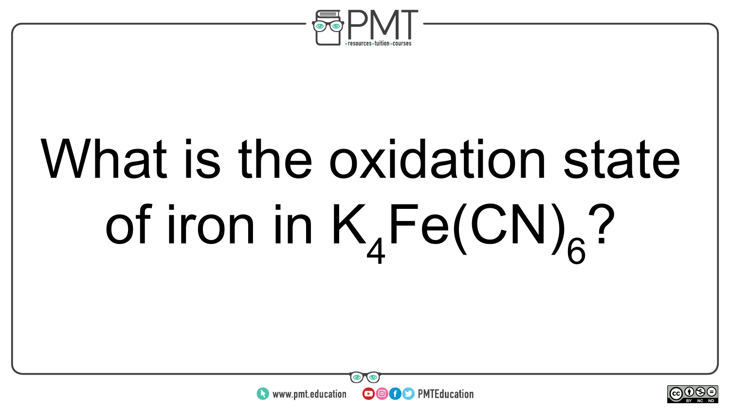What is the oxidation state of iron in $K_4Fe(CN)_6$?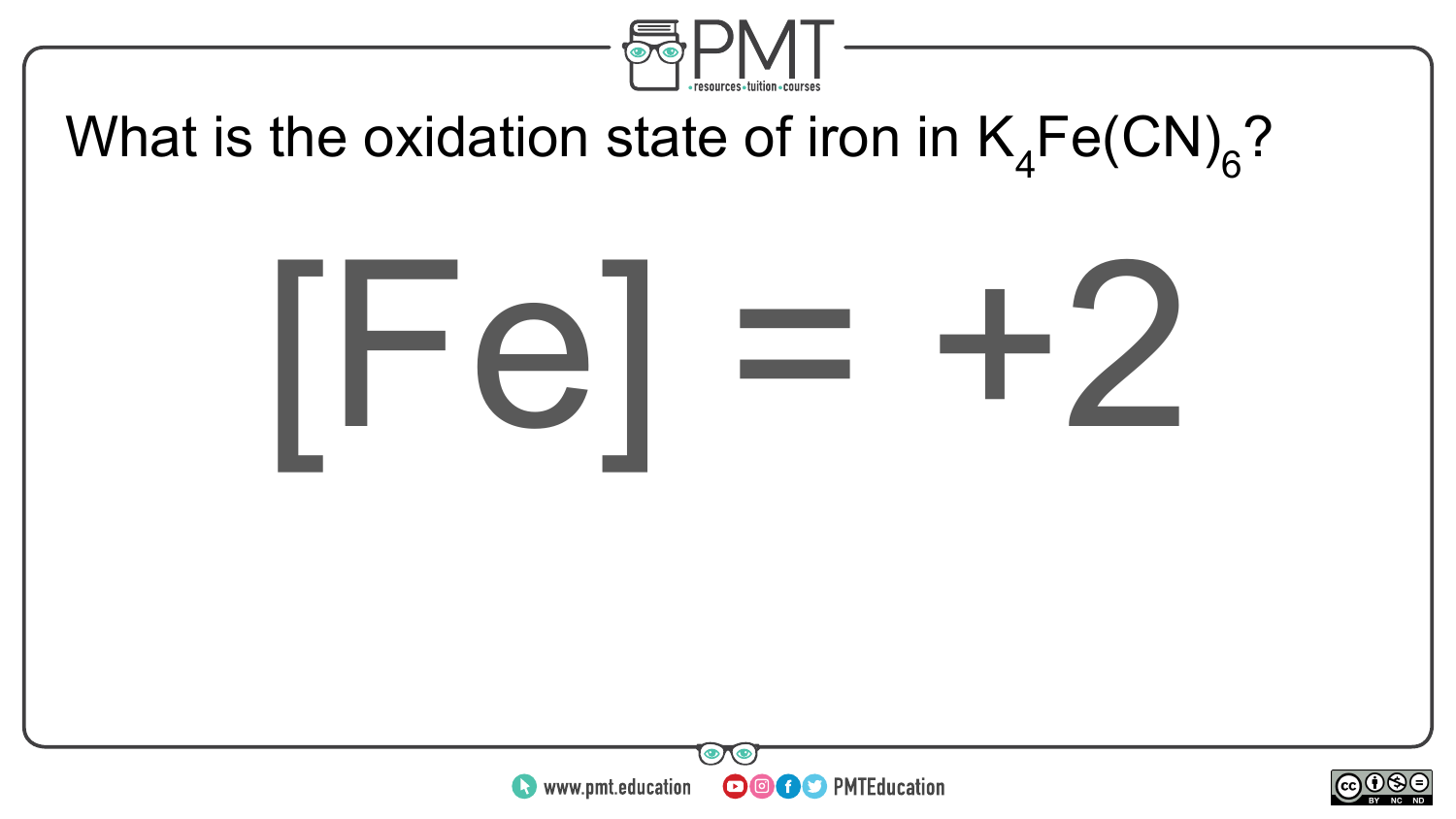What is the oxidation state of iron in $K_4Fe(CN)_6$?

$$[Fe] = +2$$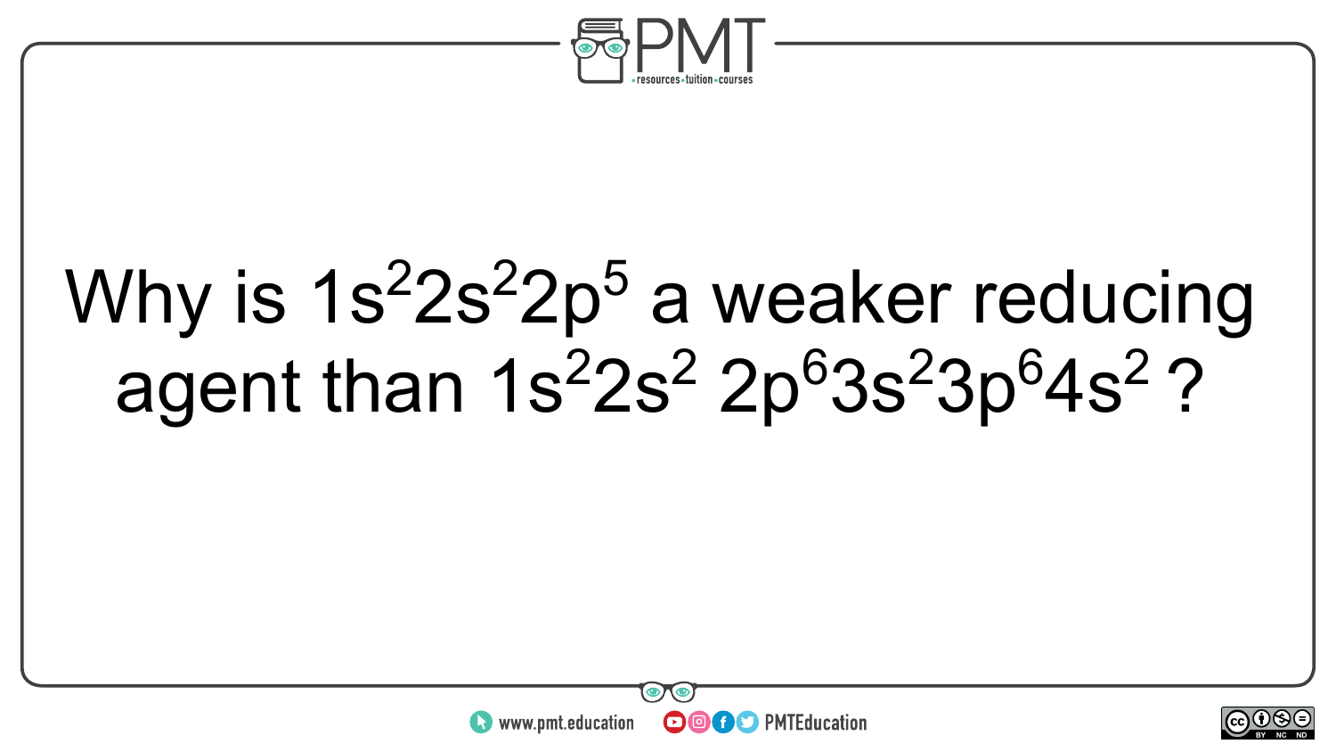Why is $1s^2 2s^2 2p^5$ a weaker reducing agent than $1s^2 2s^2 2p^6 3s^2 3p^6 4s^2$ ?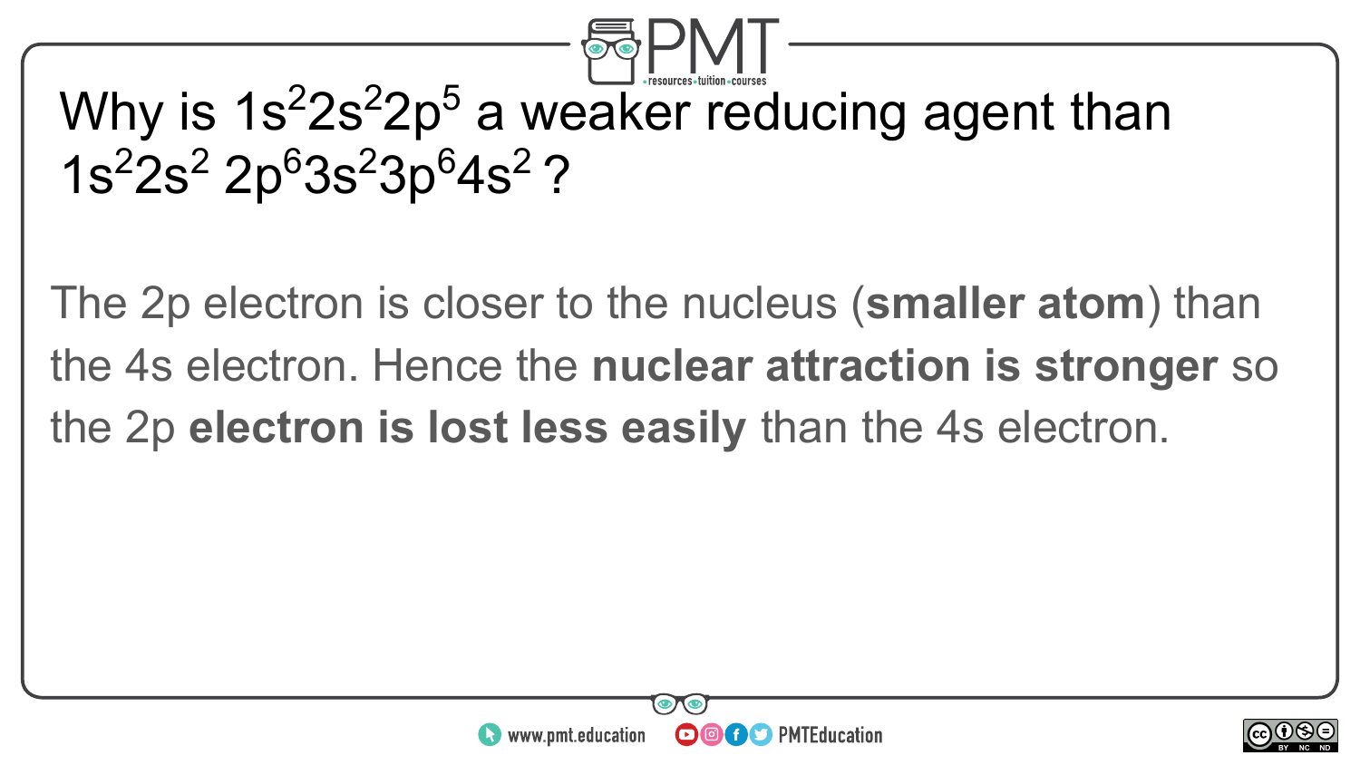# Why is $1s^22s^22p^5$ a weaker reducing agent than $1s^22s^2\,2p^63s^23p^64s^2$ ?

The 2p electron is closer to the nucleus (**smaller atom**) than the 4s electron. Hence the **nuclear attraction is stronger** so the 2p **electron is lost less easily** than the 4s electron.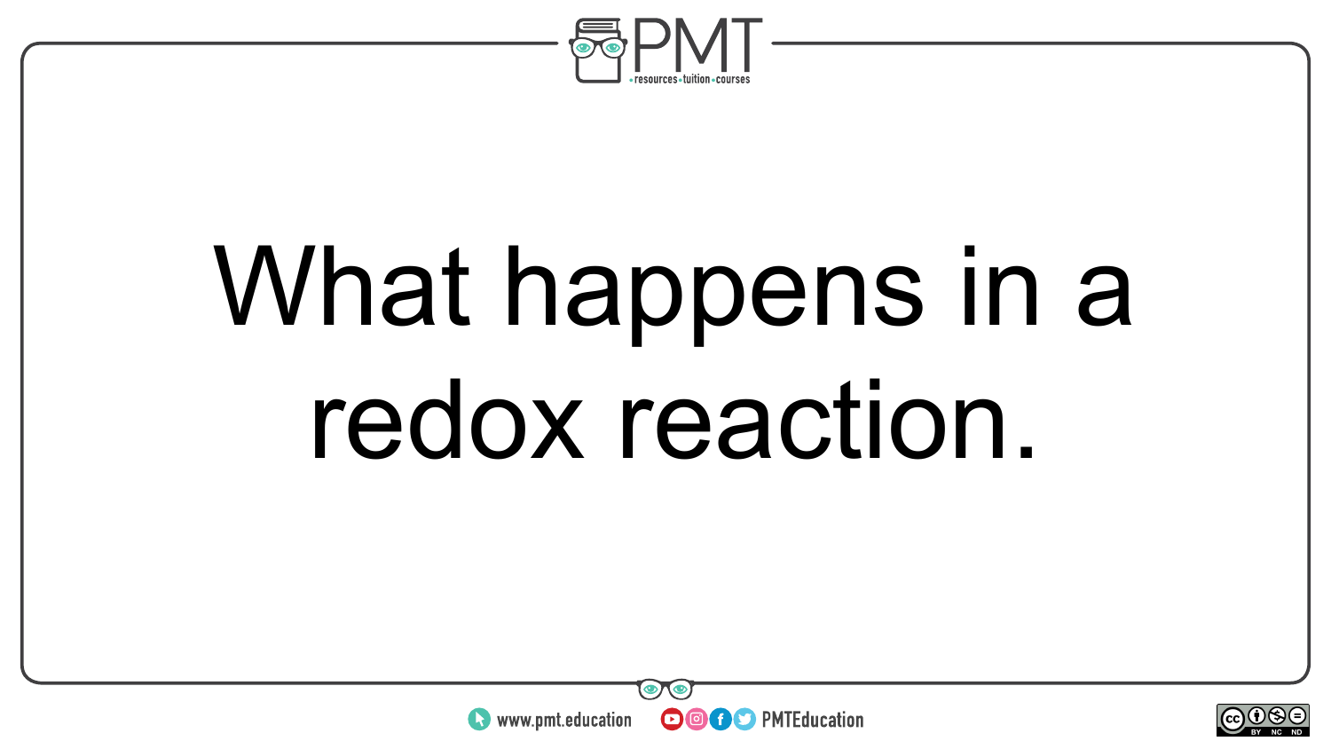What happens in a redox reaction.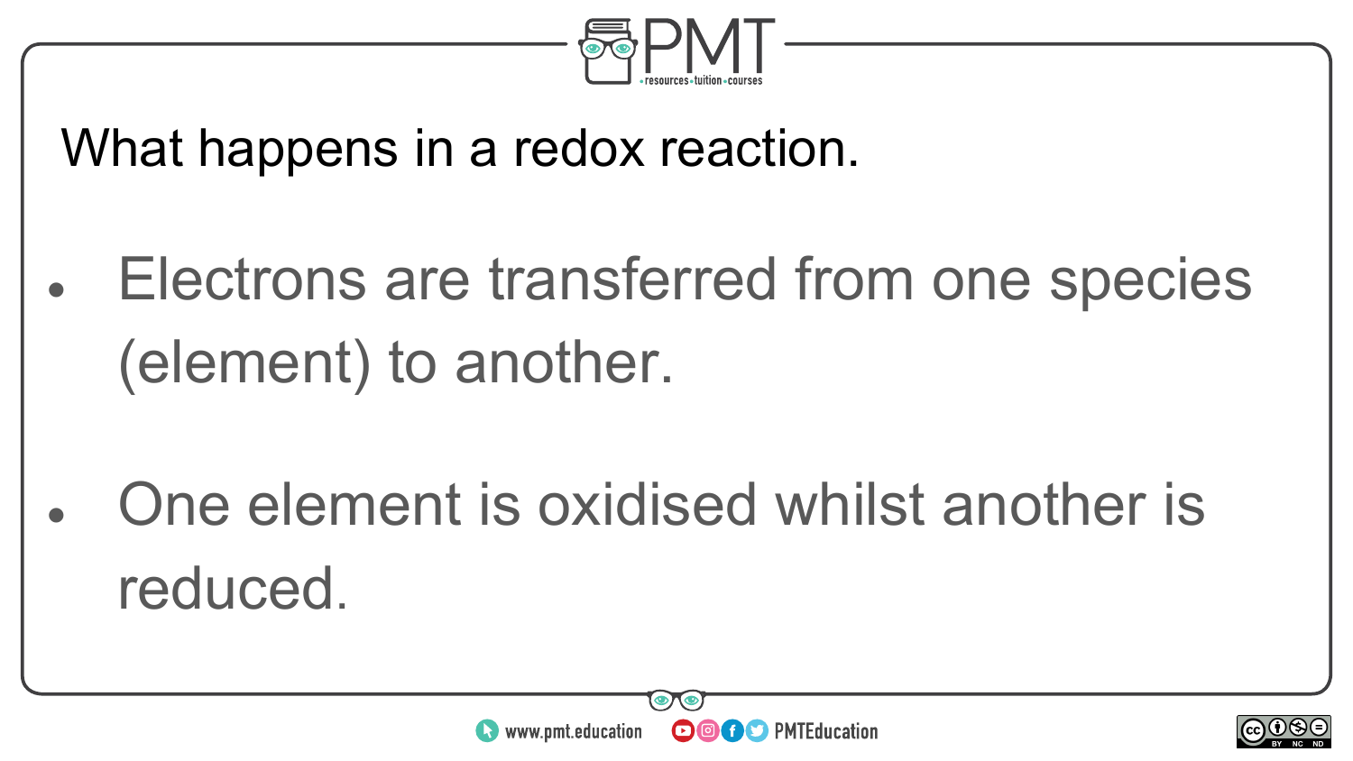## What happens in a redox reaction.

- Electrons are transferred from one species (element) to another.
- One element is oxidised whilst another is reduced.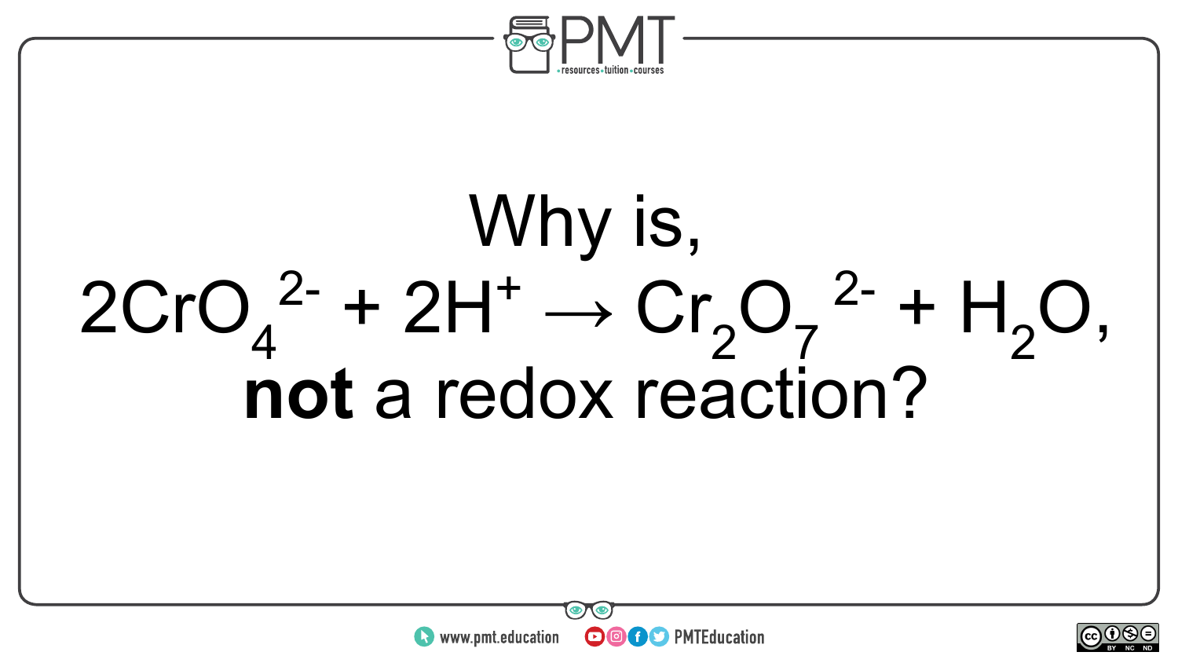Why is,

$$2CrO_4^{2-} + 2H^+ \rightarrow Cr_2O_7^{2-} + H_2O,$$

**not** a redox reaction?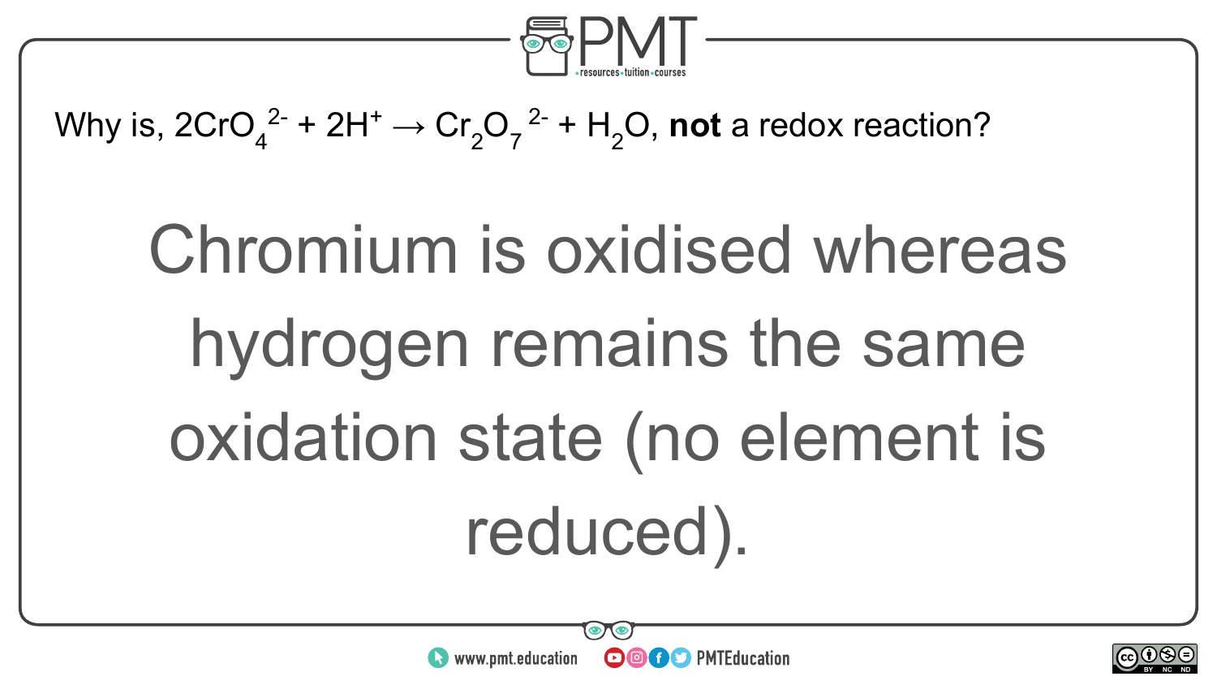Why is, $2CrO_4^{2-} + 2H^+ \rightarrow Cr_2O_7^{2-} + H_2O$, **not** a redox reaction?

Chromium is oxidised whereas hydrogen remains the same oxidation state (no element is reduced).